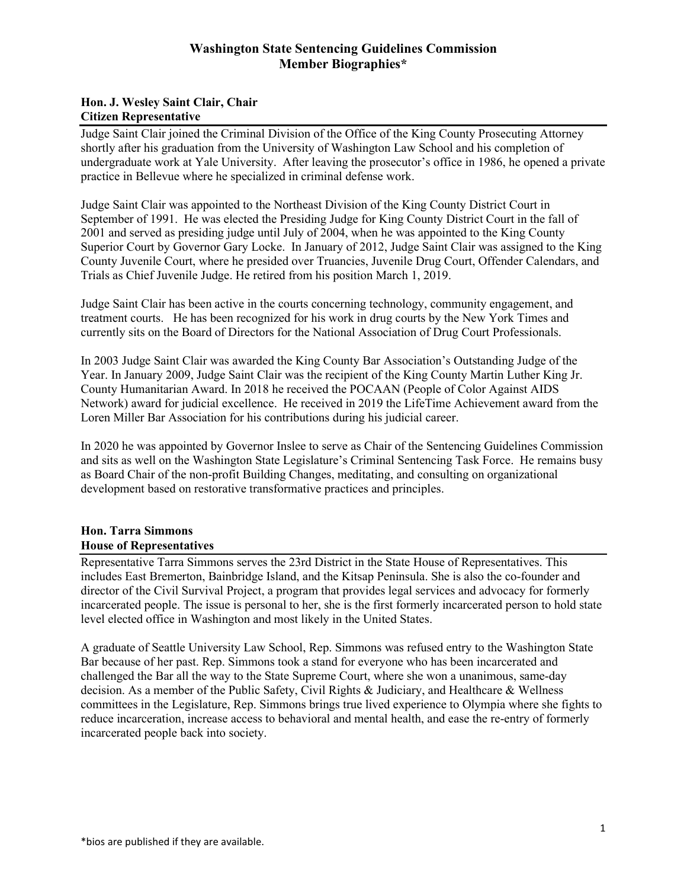# Washington State Sentencing Guidelines Commission
# Member Biographies*

### Hon. J. Wesley Saint Clair, Chair
### Citizen Representative

Judge Saint Clair joined the Criminal Division of the Office of the King County Prosecuting Attorney shortly after his graduation from the University of Washington Law School and his completion of undergraduate work at Yale University. After leaving the prosecutor's office in 1986, he opened a private practice in Bellevue where he specialized in criminal defense work.

Judge Saint Clair was appointed to the Northeast Division of the King County District Court in September of 1991. He was elected the Presiding Judge for King County District Court in the fall of 2001 and served as presiding judge until July of 2004, when he was appointed to the King County Superior Court by Governor Gary Locke. In January of 2012, Judge Saint Clair was assigned to the King County Juvenile Court, where he presided over Truancies, Juvenile Drug Court, Offender Calendars, and Trials as Chief Juvenile Judge. He retired from his position March 1, 2019.

Judge Saint Clair has been active in the courts concerning technology, community engagement, and treatment courts. He has been recognized for his work in drug courts by the New York Times and currently sits on the Board of Directors for the National Association of Drug Court Professionals.

In 2003 Judge Saint Clair was awarded the King County Bar Association's Outstanding Judge of the Year. In January 2009, Judge Saint Clair was the recipient of the King County Martin Luther King Jr. County Humanitarian Award. In 2018 he received the POCAAN (People of Color Against AIDS Network) award for judicial excellence. He received in 2019 the LifeTime Achievement award from the Loren Miller Bar Association for his contributions during his judicial career.

In 2020 he was appointed by Governor Inslee to serve as Chair of the Sentencing Guidelines Commission and sits as well on the Washington State Legislature's Criminal Sentencing Task Force. He remains busy as Board Chair of the non-profit Building Changes, meditating, and consulting on organizational development based on restorative transformative practices and principles.

### Hon. Tarra Simmons
### House of Representatives

Representative Tarra Simmons serves the 23rd District in the State House of Representatives. This includes East Bremerton, Bainbridge Island, and the Kitsap Peninsula. She is also the co-founder and director of the Civil Survival Project, a program that provides legal services and advocacy for formerly incarcerated people. The issue is personal to her, she is the first formerly incarcerated person to hold state level elected office in Washington and most likely in the United States.

A graduate of Seattle University Law School, Rep. Simmons was refused entry to the Washington State Bar because of her past. Rep. Simmons took a stand for everyone who has been incarcerated and challenged the Bar all the way to the State Supreme Court, where she won a unanimous, same-day decision. As a member of the Public Safety, Civil Rights & Judiciary, and Healthcare & Wellness committees in the Legislature, Rep. Simmons brings true lived experience to Olympia where she fights to reduce incarceration, increase access to behavioral and mental health, and ease the re-entry of formerly incarcerated people back into society.

*bios are published if they are available.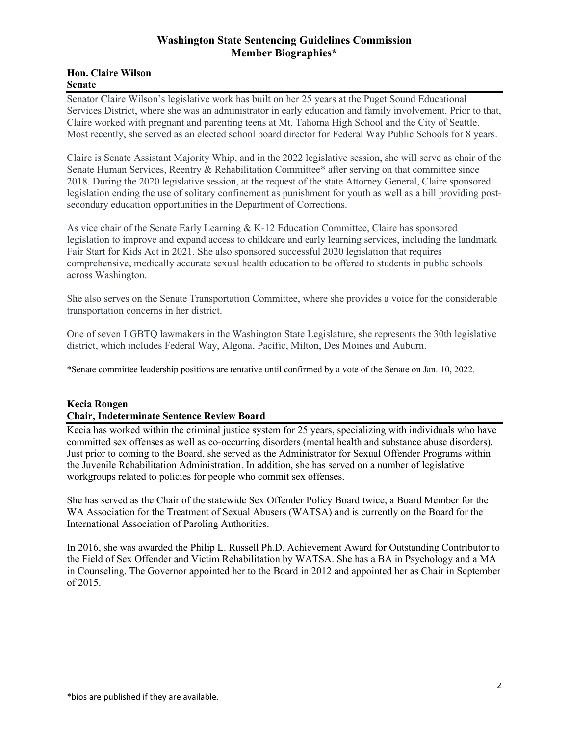## Washington State Sentencing Guidelines Commission
## Member Biographies*

### Hon. Claire Wilson
### Senate

Senator Claire Wilson's legislative work has built on her 25 years at the Puget Sound Educational Services District, where she was an administrator in early education and family involvement. Prior to that, Claire worked with pregnant and parenting teens at Mt. Tahoma High School and the City of Seattle. Most recently, she served as an elected school board director for Federal Way Public Schools for 8 years.

Claire is Senate Assistant Majority Whip, and in the 2022 legislative session, she will serve as chair of the Senate Human Services, Reentry & Rehabilitation Committee* after serving on that committee since 2018. During the 2020 legislative session, at the request of the state Attorney General, Claire sponsored legislation ending the use of solitary confinement as punishment for youth as well as a bill providing post-secondary education opportunities in the Department of Corrections.

As vice chair of the Senate Early Learning & K-12 Education Committee, Claire has sponsored legislation to improve and expand access to childcare and early learning services, including the landmark Fair Start for Kids Act in 2021. She also sponsored successful 2020 legislation that requires comprehensive, medically accurate sexual health education to be offered to students in public schools across Washington.

She also serves on the Senate Transportation Committee, where she provides a voice for the considerable transportation concerns in her district.

One of seven LGBTQ lawmakers in the Washington State Legislature, she represents the 30th legislative district, which includes Federal Way, Algona, Pacific, Milton, Des Moines and Auburn.

*Senate committee leadership positions are tentative until confirmed by a vote of the Senate on Jan. 10, 2022.

### Kecia Rongen
### Chair, Indeterminate Sentence Review Board

Kecia has worked within the criminal justice system for 25 years, specializing with individuals who have committed sex offenses as well as co-occurring disorders (mental health and substance abuse disorders). Just prior to coming to the Board, she served as the Administrator for Sexual Offender Programs within the Juvenile Rehabilitation Administration. In addition, she has served on a number of legislative workgroups related to policies for people who commit sex offenses.

She has served as the Chair of the statewide Sex Offender Policy Board twice, a Board Member for the WA Association for the Treatment of Sexual Abusers (WATSA) and is currently on the Board for the International Association of Paroling Authorities.

In 2016, she was awarded the Philip L. Russell Ph.D. Achievement Award for Outstanding Contributor to the Field of Sex Offender and Victim Rehabilitation by WATSA. She has a BA in Psychology and a MA in Counseling. The Governor appointed her to the Board in 2012 and appointed her as Chair in September of 2015.

*bios are published if they are available.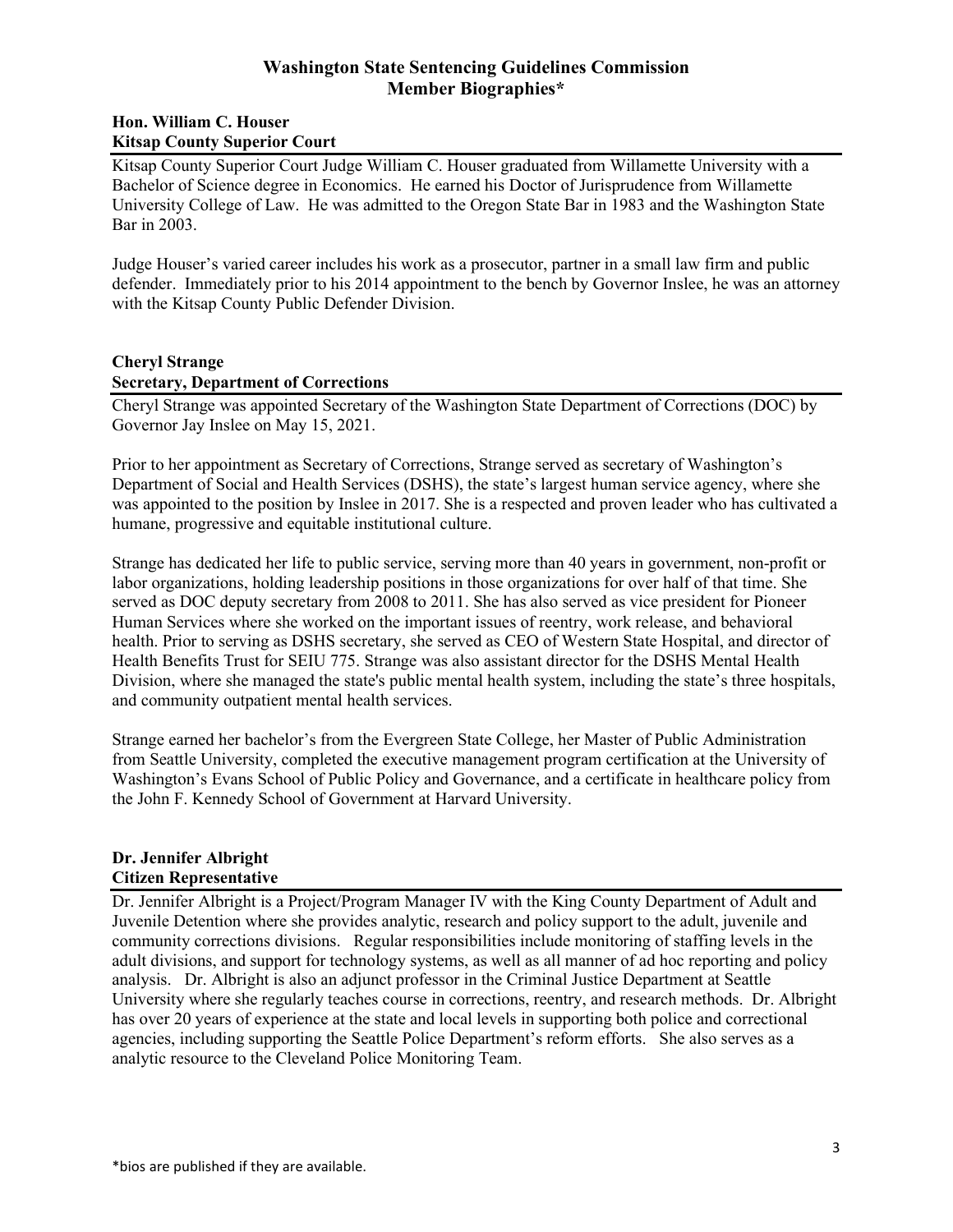# Washington State Sentencing Guidelines Commission
# Member Biographies*

## Hon. William C. Houser
**Kitsap County Superior Court**

Kitsap County Superior Court Judge William C. Houser graduated from Willamette University with a Bachelor of Science degree in Economics. He earned his Doctor of Jurisprudence from Willamette University College of Law. He was admitted to the Oregon State Bar in 1983 and the Washington State Bar in 2003.

Judge Houser's varied career includes his work as a prosecutor, partner in a small law firm and public defender. Immediately prior to his 2014 appointment to the bench by Governor Inslee, he was an attorney with the Kitsap County Public Defender Division.

## Cheryl Strange
**Secretary, Department of Corrections**

Cheryl Strange was appointed Secretary of the Washington State Department of Corrections (DOC) by Governor Jay Inslee on May 15, 2021.

Prior to her appointment as Secretary of Corrections, Strange served as secretary of Washington's Department of Social and Health Services (DSHS), the state's largest human service agency, where she was appointed to the position by Inslee in 2017. She is a respected and proven leader who has cultivated a humane, progressive and equitable institutional culture.

Strange has dedicated her life to public service, serving more than 40 years in government, non-profit or labor organizations, holding leadership positions in those organizations for over half of that time. She served as DOC deputy secretary from 2008 to 2011. She has also served as vice president for Pioneer Human Services where she worked on the important issues of reentry, work release, and behavioral health. Prior to serving as DSHS secretary, she served as CEO of Western State Hospital, and director of Health Benefits Trust for SEIU 775. Strange was also assistant director for the DSHS Mental Health Division, where she managed the state's public mental health system, including the state's three hospitals, and community outpatient mental health services.

Strange earned her bachelor's from the Evergreen State College, her Master of Public Administration from Seattle University, completed the executive management program certification at the University of Washington's Evans School of Public Policy and Governance, and a certificate in healthcare policy from the John F. Kennedy School of Government at Harvard University.

## Dr. Jennifer Albright
**Citizen Representative**

Dr. Jennifer Albright is a Project/Program Manager IV with the King County Department of Adult and Juvenile Detention where she provides analytic, research and policy support to the adult, juvenile and community corrections divisions. Regular responsibilities include monitoring of staffing levels in the adult divisions, and support for technology systems, as well as all manner of ad hoc reporting and policy analysis. Dr. Albright is also an adjunct professor in the Criminal Justice Department at Seattle University where she regularly teaches course in corrections, reentry, and research methods. Dr. Albright has over 20 years of experience at the state and local levels in supporting both police and correctional agencies, including supporting the Seattle Police Department's reform efforts. She also serves as a analytic resource to the Cleveland Police Monitoring Team.

*bios are published if they are available.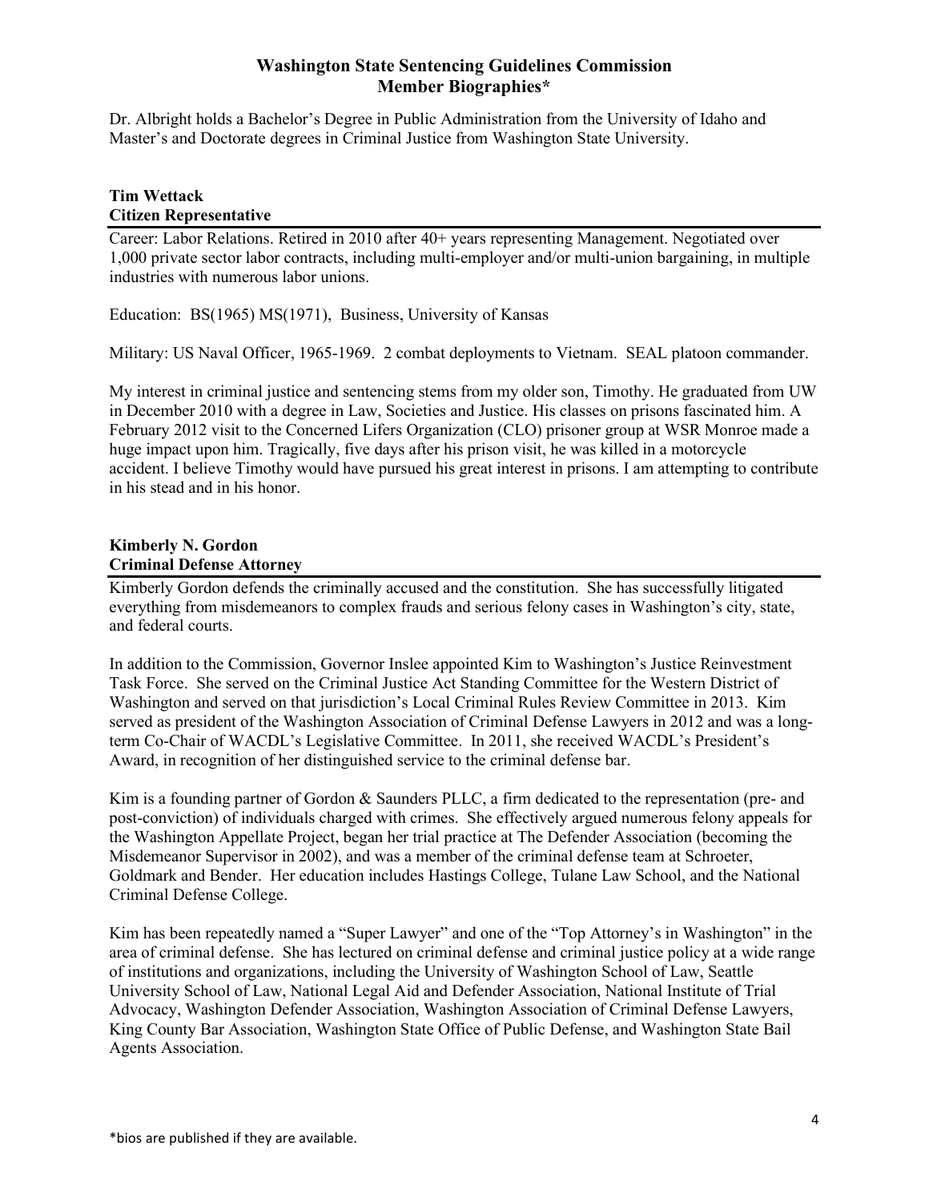Dr. Albright holds a Bachelor's Degree in Public Administration from the University of Idaho and Master's and Doctorate degrees in Criminal Justice from Washington State University.

### Tim Wettack
**Citizen Representative**

Career: Labor Relations. Retired in 2010 after 40+ years representing Management. Negotiated over 1,000 private sector labor contracts, including multi-employer and/or multi-union bargaining, in multiple industries with numerous labor unions.

Education: BS(1965) MS(1971), Business, University of Kansas

Military: US Naval Officer, 1965-1969. 2 combat deployments to Vietnam. SEAL platoon commander.

My interest in criminal justice and sentencing stems from my older son, Timothy. He graduated from UW in December 2010 with a degree in Law, Societies and Justice. His classes on prisons fascinated him. A February 2012 visit to the Concerned Lifers Organization (CLO) prisoner group at WSR Monroe made a huge impact upon him. Tragically, five days after his prison visit, he was killed in a motorcycle accident. I believe Timothy would have pursued his great interest in prisons. I am attempting to contribute in his stead and in his honor.

### Kimberly N. Gordon
**Criminal Defense Attorney**

Kimberly Gordon defends the criminally accused and the constitution. She has successfully litigated everything from misdemeanors to complex frauds and serious felony cases in Washington's city, state, and federal courts.

In addition to the Commission, Governor Inslee appointed Kim to Washington's Justice Reinvestment Task Force. She served on the Criminal Justice Act Standing Committee for the Western District of Washington and served on that jurisdiction's Local Criminal Rules Review Committee in 2013. Kim served as president of the Washington Association of Criminal Defense Lawyers in 2012 and was a long-term Co-Chair of WACDL's Legislative Committee. In 2011, she received WACDL's President's Award, in recognition of her distinguished service to the criminal defense bar.

Kim is a founding partner of Gordon & Saunders PLLC, a firm dedicated to the representation (pre- and post-conviction) of individuals charged with crimes. She effectively argued numerous felony appeals for the Washington Appellate Project, began her trial practice at The Defender Association (becoming the Misdemeanor Supervisor in 2002), and was a member of the criminal defense team at Schroeter, Goldmark and Bender. Her education includes Hastings College, Tulane Law School, and the National Criminal Defense College.

Kim has been repeatedly named a "Super Lawyer" and one of the "Top Attorney's in Washington" in the area of criminal defense. She has lectured on criminal defense and criminal justice policy at a wide range of institutions and organizations, including the University of Washington School of Law, Seattle University School of Law, National Legal Aid and Defender Association, National Institute of Trial Advocacy, Washington Defender Association, Washington Association of Criminal Defense Lawyers, King County Bar Association, Washington State Office of Public Defense, and Washington State Bail Agents Association.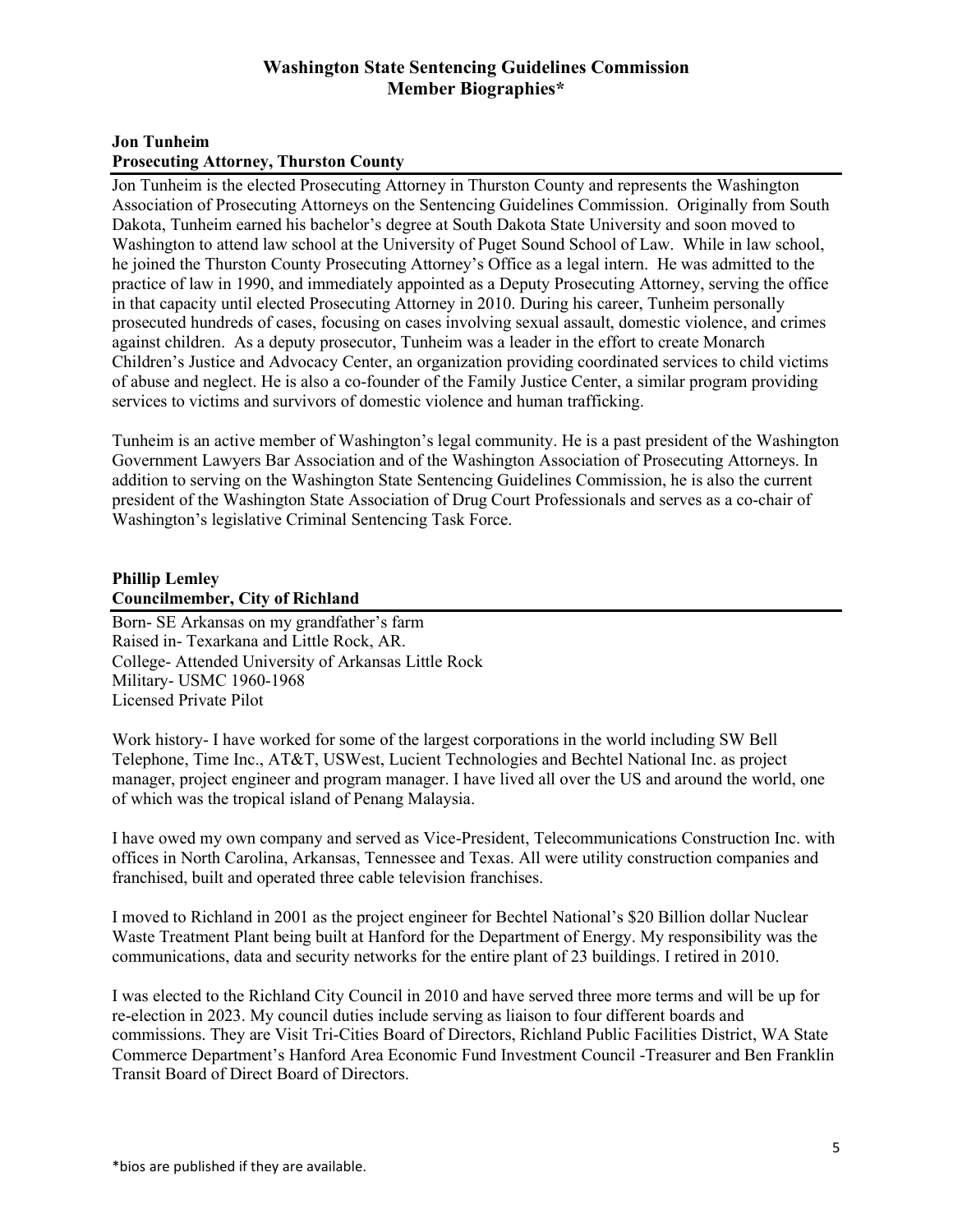# Washington State Sentencing Guidelines Commission
# Member Biographies*

**Jon Tunheim**
**Prosecuting Attorney, Thurston County**

Jon Tunheim is the elected Prosecuting Attorney in Thurston County and represents the Washington Association of Prosecuting Attorneys on the Sentencing Guidelines Commission. Originally from South Dakota, Tunheim earned his bachelor's degree at South Dakota State University and soon moved to Washington to attend law school at the University of Puget Sound School of Law. While in law school, he joined the Thurston County Prosecuting Attorney's Office as a legal intern. He was admitted to the practice of law in 1990, and immediately appointed as a Deputy Prosecuting Attorney, serving the office in that capacity until elected Prosecuting Attorney in 2010. During his career, Tunheim personally prosecuted hundreds of cases, focusing on cases involving sexual assault, domestic violence, and crimes against children. As a deputy prosecutor, Tunheim was a leader in the effort to create Monarch Children's Justice and Advocacy Center, an organization providing coordinated services to child victims of abuse and neglect. He is also a co-founder of the Family Justice Center, a similar program providing services to victims and survivors of domestic violence and human trafficking.

Tunheim is an active member of Washington's legal community. He is a past president of the Washington Government Lawyers Bar Association and of the Washington Association of Prosecuting Attorneys. In addition to serving on the Washington State Sentencing Guidelines Commission, he is also the current president of the Washington State Association of Drug Court Professionals and serves as a co-chair of Washington's legislative Criminal Sentencing Task Force.

**Phillip Lemley**
**Councilmember, City of Richland**

Born- SE Arkansas on my grandfather's farm
Raised in- Texarkana and Little Rock, AR.
College- Attended University of Arkansas Little Rock
Military- USMC 1960-1968
Licensed Private Pilot

Work history- I have worked for some of the largest corporations in the world including SW Bell Telephone, Time Inc., AT&T, USWest, Lucient Technologies and Bechtel National Inc. as project manager, project engineer and program manager. I have lived all over the US and around the world, one of which was the tropical island of Penang Malaysia.

I have owed my own company and served as Vice-President, Telecommunications Construction Inc. with offices in North Carolina, Arkansas, Tennessee and Texas. All were utility construction companies and franchised, built and operated three cable television franchises.

I moved to Richland in 2001 as the project engineer for Bechtel National's $20 Billion dollar Nuclear Waste Treatment Plant being built at Hanford for the Department of Energy. My responsibility was the communications, data and security networks for the entire plant of 23 buildings. I retired in 2010.

I was elected to the Richland City Council in 2010 and have served three more terms and will be up for re-election in 2023. My council duties include serving as liaison to four different boards and commissions. They are Visit Tri-Cities Board of Directors, Richland Public Facilities District, WA State Commerce Department's Hanford Area Economic Fund Investment Council -Treasurer and Ben Franklin Transit Board of Direct Board of Directors.

*bios are published if they are available.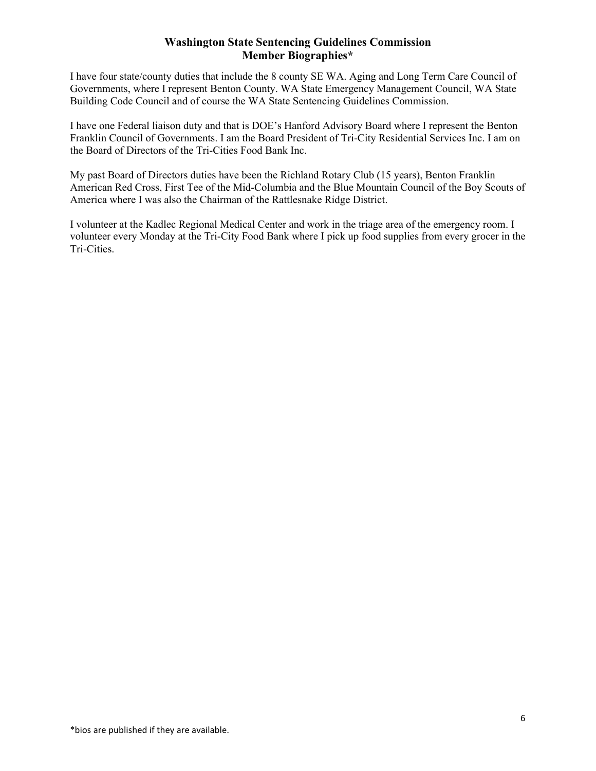**Washington State Sentencing Guidelines Commission**
**Member Biographies***

I have four state/county duties that include the 8 county SE WA. Aging and Long Term Care Council of Governments, where I represent Benton County. WA State Emergency Management Council, WA State Building Code Council and of course the WA State Sentencing Guidelines Commission.

I have one Federal liaison duty and that is DOE's Hanford Advisory Board where I represent the Benton Franklin Council of Governments. I am the Board President of Tri-City Residential Services Inc. I am on the Board of Directors of the Tri-Cities Food Bank Inc.

My past Board of Directors duties have been the Richland Rotary Club (15 years), Benton Franklin American Red Cross, First Tee of the Mid-Columbia and the Blue Mountain Council of the Boy Scouts of America where I was also the Chairman of the Rattlesnake Ridge District.

I volunteer at the Kadlec Regional Medical Center and work in the triage area of the emergency room. I volunteer every Monday at the Tri-City Food Bank where I pick up food supplies from every grocer in the Tri-Cities.

*bios are published if they are available.